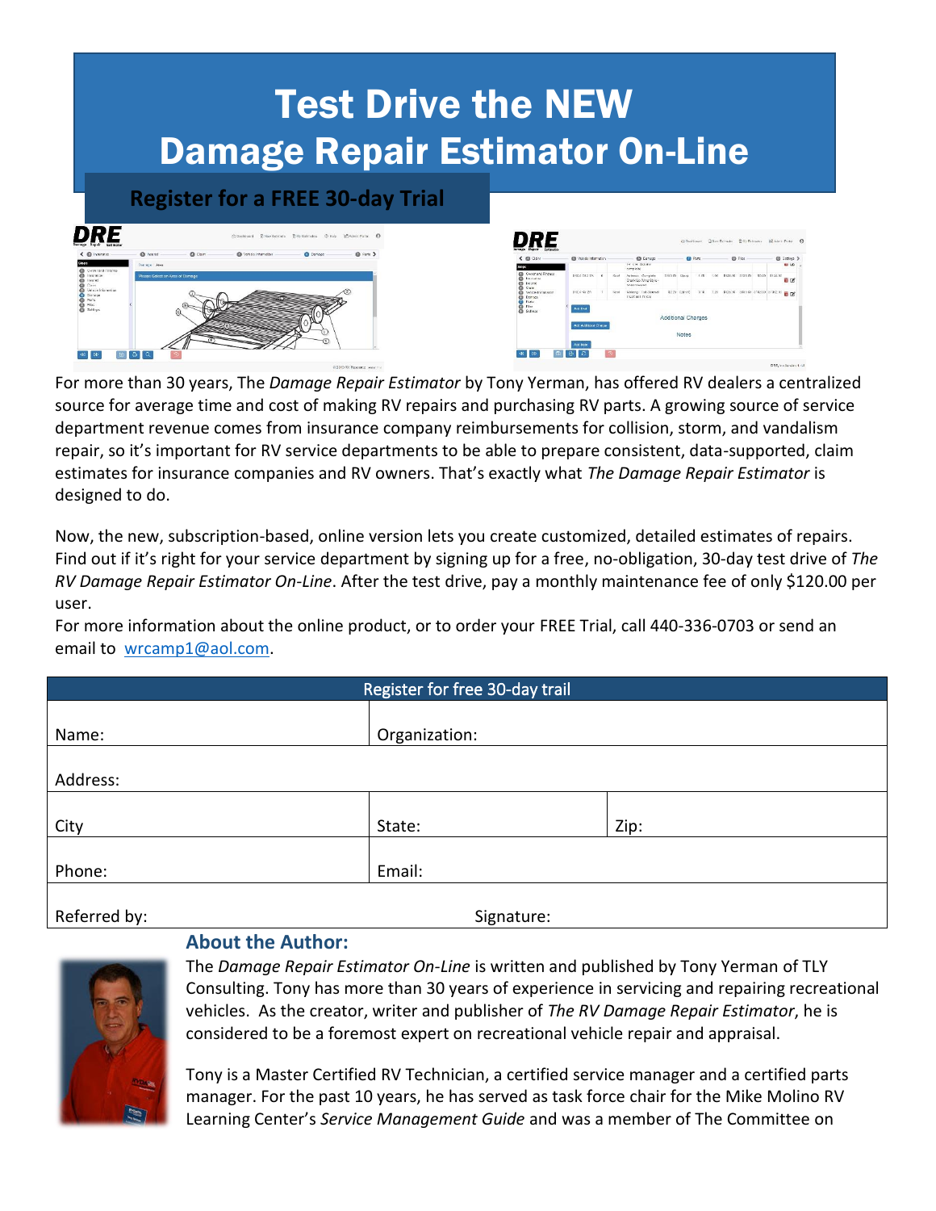# Test Drive the NEW Damage Repair Estimator On-Line

## Register for a FREE 30-day Trial

For more than 30 years, The *Damage Repair Estimator* by Tony Yerman, has offered RV dealers a centralized source for average time and cost of making RV repairs and purchasing RV parts. A growing source of service department revenue comes from insurance company reimbursements for collision, storm, and vandalism repair, so it's important for RV service departments to be able to prepare consistent, data-supported, claim estimates for insurance companies and RV owners. That's exactly what *The Damage Repair Estimator* is designed to do.

Now, the new, subscription-based, online version lets you create customized, detailed estimates of repairs. Find out if it's right for your service department by signing up for a free, no-obligation, 30-day test drive of *The RV Damage Repair Estimator On-Line*. After the test drive, pay a monthly maintenance fee of only $120.00 per user.

For more information about the online product, or to order your FREE Trial, call 440-336-0703 or send an email to wrcamp1@aol.com.

| Register for free 30-day trail | | |
|---|---|---|
| Name: | Organization: | |
| Address: | | |
| City | State: | Zip: |
| Phone: | Email: | |
| Referred by: | Signature: | |

### About the Author:

The *Damage Repair Estimator On-Line* is written and published by Tony Yerman of TLY Consulting. Tony has more than 30 years of experience in servicing and repairing recreational vehicles. As the creator, writer and publisher of *The RV Damage Repair Estimator*, he is considered to be a foremost expert on recreational vehicle repair and appraisal.

Tony is a Master Certified RV Technician, a certified service manager and a certified parts manager. For the past 10 years, he has served as task force chair for the Mike Molino RV Learning Center's *Service Management Guide* and was a member of The Committee on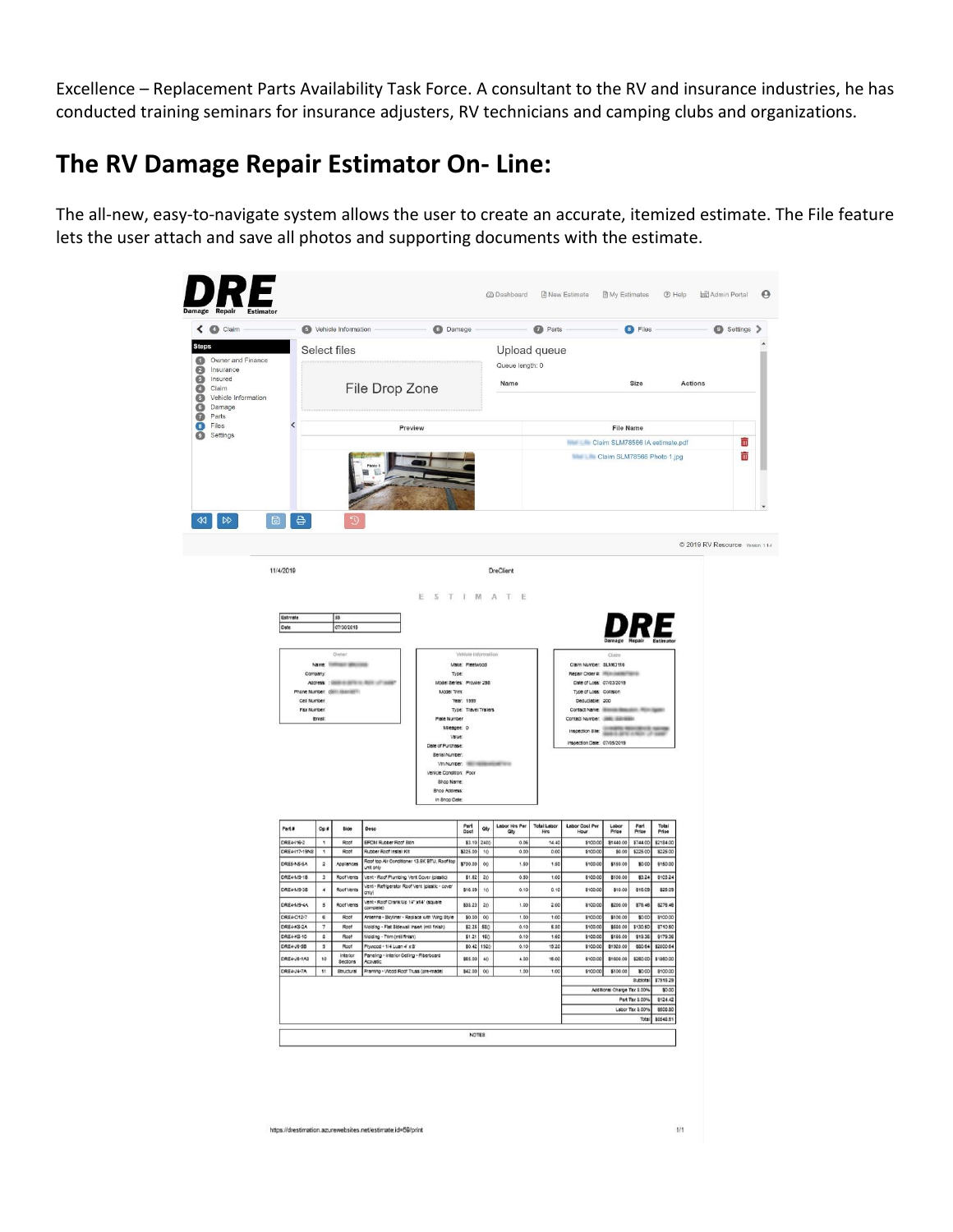Excellence – Replacement Parts Availability Task Force. A consultant to the RV and insurance industries, he has conducted training seminars for insurance adjusters, RV technicians and camping clubs and organizations.

## The RV Damage Repair Estimator On- Line:

The all-new, easy-to-navigate system allows the user to create an accurate, itemized estimate. The File feature lets the user attach and save all photos and supporting documents with the estimate.